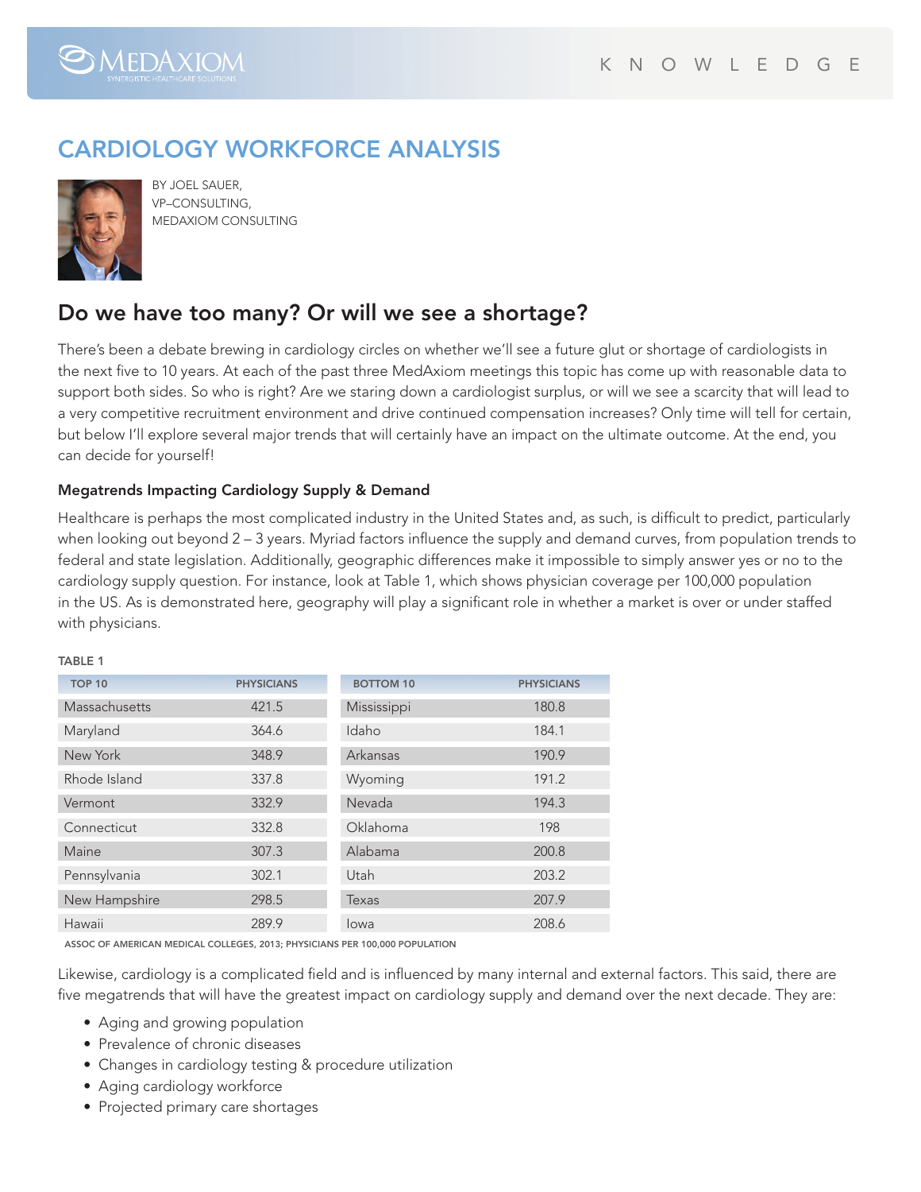# CARDIOLOGY WORKFORCE ANALYSIS

BY JOEL SAUER,
VP–CONSULTING,
MEDAXIOM CONSULTING

## Do we have too many? Or will we see a shortage?

There's been a debate brewing in cardiology circles on whether we'll see a future glut or shortage of cardiologists in the next five to 10 years. At each of the past three MedAxiom meetings this topic has come up with reasonable data to support both sides. So who is right? Are we staring down a cardiologist surplus, or will we see a scarcity that will lead to a very competitive recruitment environment and drive continued compensation increases? Only time will tell for certain, but below I'll explore several major trends that will certainly have an impact on the ultimate outcome. At the end, you can decide for yourself!

### Megatrends Impacting Cardiology Supply & Demand

Healthcare is perhaps the most complicated industry in the United States and, as such, is difficult to predict, particularly when looking out beyond 2 – 3 years. Myriad factors influence the supply and demand curves, from population trends to federal and state legislation. Additionally, geographic differences make it impossible to simply answer yes or no to the cardiology supply question. For instance, look at Table 1, which shows physician coverage per 100,000 population in the US. As is demonstrated here, geography will play a significant role in whether a market is over or under staffed with physicians.

TABLE 1

| TOP 10 | PHYSICIANS | BOTTOM 10 | PHYSICIANS |
|---|---|---|---|
| Massachusetts | 421.5 | Mississippi | 180.8 |
| Maryland | 364.6 | Idaho | 184.1 |
| New York | 348.9 | Arkansas | 190.9 |
| Rhode Island | 337.8 | Wyoming | 191.2 |
| Vermont | 332.9 | Nevada | 194.3 |
| Connecticut | 332.8 | Oklahoma | 198 |
| Maine | 307.3 | Alabama | 200.8 |
| Pennsylvania | 302.1 | Utah | 203.2 |
| New Hampshire | 298.5 | Texas | 207.9 |
| Hawaii | 289.9 | Iowa | 208.6 |

ASSOC OF AMERICAN MEDICAL COLLEGES, 2013; PHYSICIANS PER 100,000 POPULATION

Likewise, cardiology is a complicated field and is influenced by many internal and external factors. This said, there are five megatrends that will have the greatest impact on cardiology supply and demand over the next decade. They are:

- Aging and growing population
- Prevalence of chronic diseases
- Changes in cardiology testing & procedure utilization
- Aging cardiology workforce
- Projected primary care shortages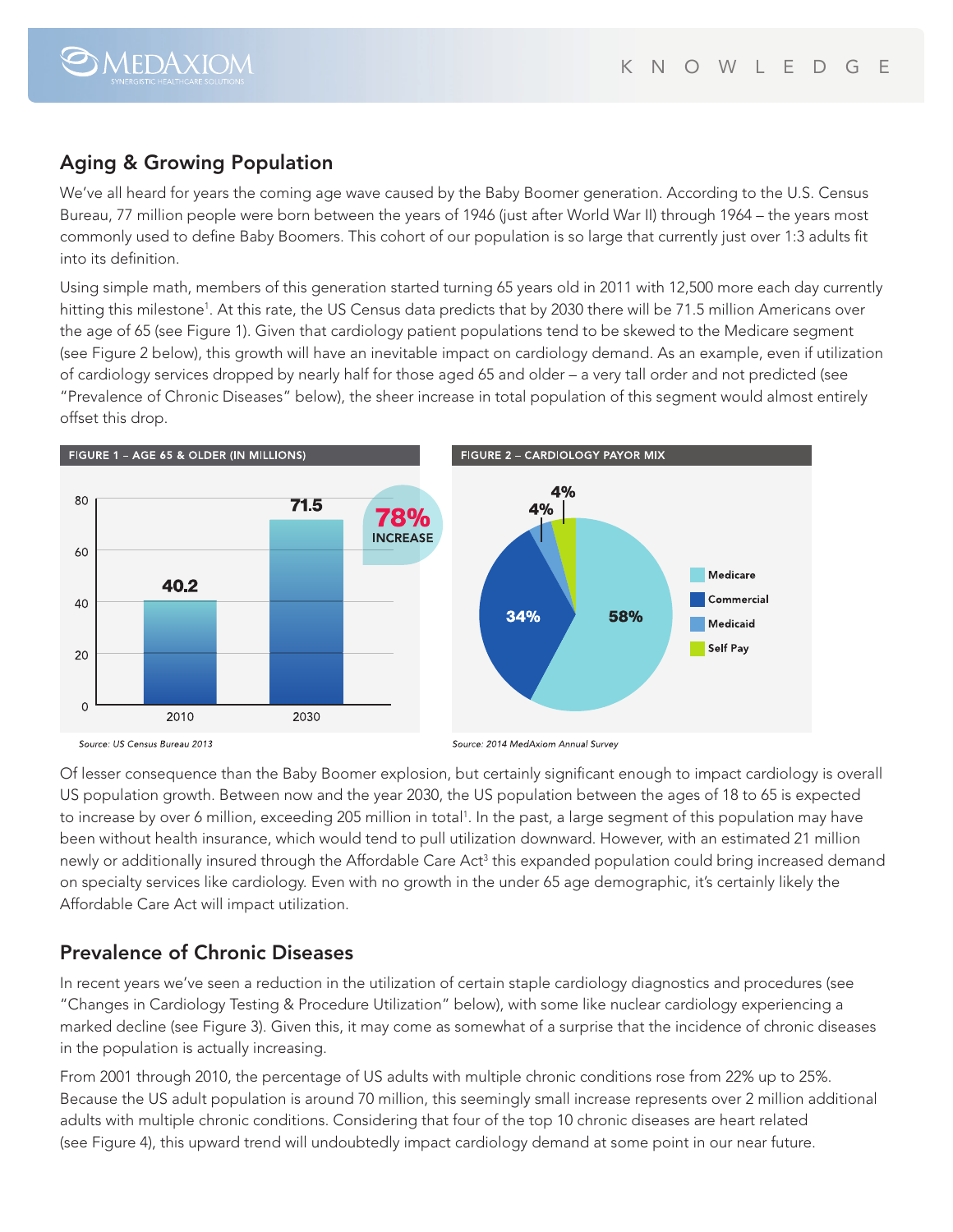## Aging & Growing Population

We've all heard for years the coming age wave caused by the Baby Boomer generation. According to the U.S. Census Bureau, 77 million people were born between the years of 1946 (just after World War II) through 1964 – the years most commonly used to define Baby Boomers. This cohort of our population is so large that currently just over 1:3 adults fit into its definition.

Using simple math, members of this generation started turning 65 years old in 2011 with 12,500 more each day currently hitting this milestone[1]. At this rate, the US Census data predicts that by 2030 there will be 71.5 million Americans over the age of 65 (see Figure 1). Given that cardiology patient populations tend to be skewed to the Medicare segment (see Figure 2 below), this growth will have an inevitable impact on cardiology demand. As an example, even if utilization of cardiology services dropped by nearly half for those aged 65 and older – a very tall order and not predicted (see "Prevalence of Chronic Diseases" below), the sheer increase in total population of this segment would almost entirely offset this drop.

**FIGURE 1 – AGE 65 & OLDER (IN MILLIONS)**

| Year | Age 65 & Older (millions) |
|---|---|
| 2010 | 40.2 |
| 2030 | 71.5 |

78% INCREASE

*Source: US Census Bureau 2013*

**FIGURE 2 – CARDIOLOGY PAYOR MIX**

| Payor | Share |
|---|---|
| Medicare | 58% |
| Commercial | 34% |
| Medicaid | 4% |
| Self Pay | 4% |

*Source: 2014 MedAxiom Annual Survey*

Of lesser consequence than the Baby Boomer explosion, but certainly significant enough to impact cardiology is overall US population growth. Between now and the year 2030, the US population between the ages of 18 to 65 is expected to increase by over 6 million, exceeding 205 million in total[1]. In the past, a large segment of this population may have been without health insurance, which would tend to pull utilization downward. However, with an estimated 21 million newly or additionally insured through the Affordable Care Act[3] this expanded population could bring increased demand on specialty services like cardiology. Even with no growth in the under 65 age demographic, it's certainly likely the Affordable Care Act will impact utilization.

## Prevalence of Chronic Diseases

In recent years we've seen a reduction in the utilization of certain staple cardiology diagnostics and procedures (see "Changes in Cardiology Testing & Procedure Utilization" below), with some like nuclear cardiology experiencing a marked decline (see Figure 3). Given this, it may come as somewhat of a surprise that the incidence of chronic diseases in the population is actually increasing.

From 2001 through 2010, the percentage of US adults with multiple chronic conditions rose from 22% up to 25%. Because the US adult population is around 70 million, this seemingly small increase represents over 2 million additional adults with multiple chronic conditions. Considering that four of the top 10 chronic diseases are heart related (see Figure 4), this upward trend will undoubtedly impact cardiology demand at some point in our near future.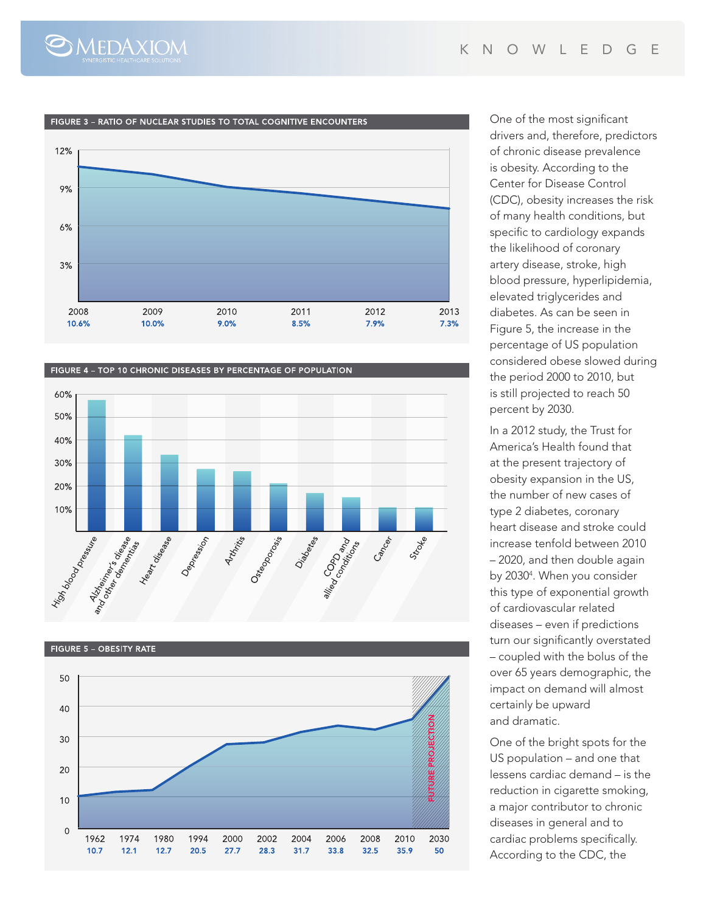**FIGURE 3 – RATIO OF NUCLEAR STUDIES TO TOTAL COGNITIVE ENCOUNTERS**

| 2008 | 2009 | 2010 | 2011 | 2012 | 2013 |
|---|---|---|---|---|---|
| 10.6% | 10.0% | 9.0% | 8.5% | 7.9% | 7.3% |

**FIGURE 4 – TOP 10 CHRONIC DISEASES BY PERCENTAGE OF POPULATION**

High blood pressure, Alzheimer's disease and other dementias, Heart disease, Depression, Arthritis, Osteoporosis, Diabetes, COPD and allied conditions, Cancer, Stroke

**FIGURE 5 – OBESITY RATE**

| 1962 | 1974 | 1980 | 1994 | 2000 | 2002 | 2004 | 2006 | 2008 | 2010 | 2030 |
|---|---|---|---|---|---|---|---|---|---|---|
| 10.7 | 12.1 | 12.7 | 20.5 | 27.7 | 28.3 | 31.7 | 33.8 | 32.5 | 35.9 | 50 |

FUTURE PROJECTION

One of the most significant drivers and, therefore, predictors of chronic disease prevalence is obesity. According to the Center for Disease Control (CDC), obesity increases the risk of many health conditions, but specific to cardiology expands the likelihood of coronary artery disease, stroke, high blood pressure, hyperlipidemia, elevated triglycerides and diabetes. As can be seen in Figure 5, the increase in the percentage of US population considered obese slowed during the period 2000 to 2010, but is still projected to reach 50 percent by 2030.

In a 2012 study, the Trust for America's Health found that at the present trajectory of obesity expansion in the US, the number of new cases of type 2 diabetes, coronary heart disease and stroke could increase tenfold between 2010 – 2020, and then double again by 2030[4]. When you consider this type of exponential growth of cardiovascular related diseases – even if predictions turn our significantly overstated – coupled with the bolus of the over 65 years demographic, the impact on demand will almost certainly be upward and dramatic.

One of the bright spots for the US population – and one that lessens cardiac demand – is the reduction in cigarette smoking, a major contributor to chronic diseases in general and to cardiac problems specifically. According to the CDC, the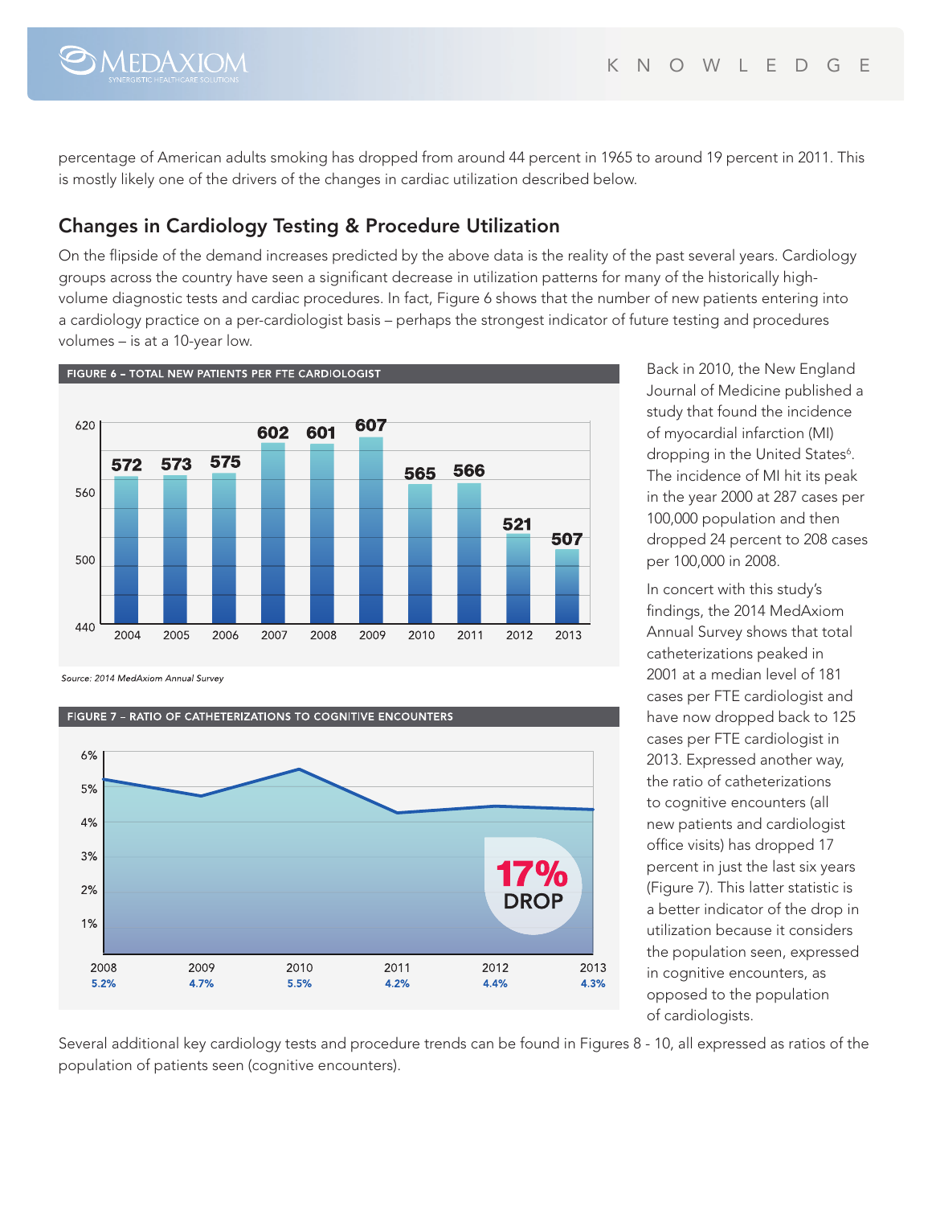percentage of American adults smoking has dropped from around 44 percent in 1965 to around 19 percent in 2011. This is mostly likely one of the drivers of the changes in cardiac utilization described below.

## Changes in Cardiology Testing & Procedure Utilization

On the flipside of the demand increases predicted by the above data is the reality of the past several years. Cardiology groups across the country have seen a significant decrease in utilization patterns for many of the historically high-volume diagnostic tests and cardiac procedures. In fact, Figure 6 shows that the number of new patients entering into a cardiology practice on a per-cardiologist basis – perhaps the strongest indicator of future testing and procedures volumes – is at a 10-year low.

**FIGURE 6 – TOTAL NEW PATIENTS PER FTE CARDIOLOGIST**

| Year | 2004 | 2005 | 2006 | 2007 | 2008 | 2009 | 2010 | 2011 | 2012 | 2013 |
|---|---|---|---|---|---|---|---|---|---|---|
| New patients per FTE cardiologist | 572 | 573 | 575 | 602 | 601 | 607 | 565 | 566 | 521 | 507 |

*Source: 2014 MedAxiom Annual Survey*

**FIGURE 7 – RATIO OF CATHETERIZATIONS TO COGNITIVE ENCOUNTERS**

| Year | 2008 | 2009 | 2010 | 2011 | 2012 | 2013 |
|---|---|---|---|---|---|---|
| Ratio | 5.2% | 4.7% | 5.5% | 4.2% | 4.4% | 4.3% |

17% DROP

Back in 2010, the New England Journal of Medicine published a study that found the incidence of myocardial infarction (MI) dropping in the United States[6]. The incidence of MI hit its peak in the year 2000 at 287 cases per 100,000 population and then dropped 24 percent to 208 cases per 100,000 in 2008.

In concert with this study's findings, the 2014 MedAxiom Annual Survey shows that total catheterizations peaked in 2001 at a median level of 181 cases per FTE cardiologist and have now dropped back to 125 cases per FTE cardiologist in 2013. Expressed another way, the ratio of catheterizations to cognitive encounters (all new patients and cardiologist office visits) has dropped 17 percent in just the last six years (Figure 7). This latter statistic is a better indicator of the drop in utilization because it considers the population seen, expressed in cognitive encounters, as opposed to the population of cardiologists.

Several additional key cardiology tests and procedure trends can be found in Figures 8 - 10, all expressed as ratios of the population of patients seen (cognitive encounters).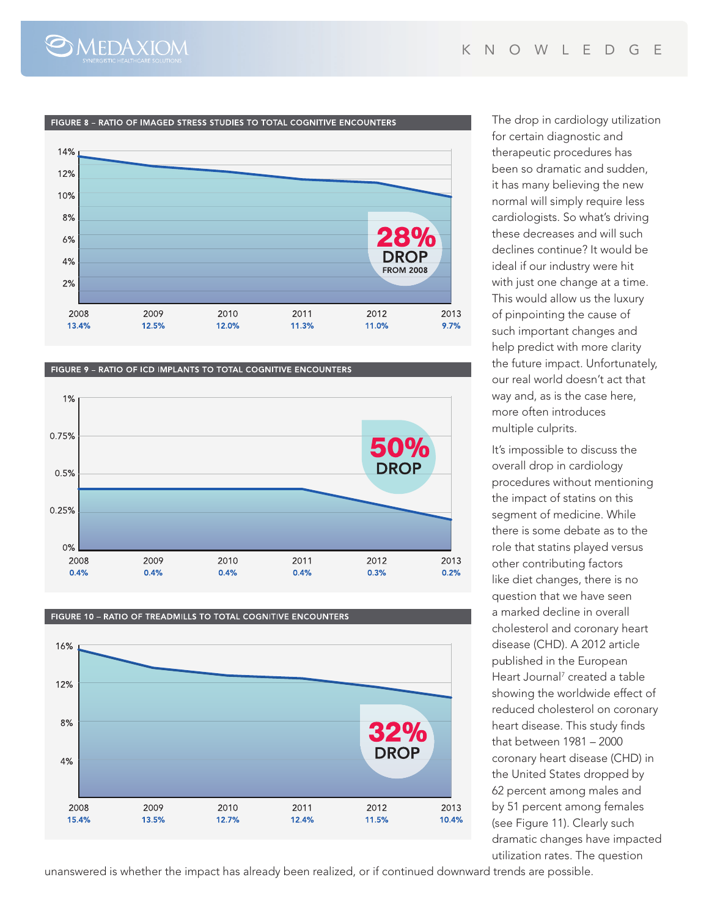**FIGURE 8 – RATIO OF IMAGED STRESS STUDIES TO TOTAL COGNITIVE ENCOUNTERS**

| 2008 | 2009 | 2010 | 2011 | 2012 | 2013 |
|---|---|---|---|---|---|
| 13.4% | 12.5% | 12.0% | 11.3% | 11.0% | 9.7% |

28% DROP FROM 2008

**FIGURE 9 – RATIO OF ICD IMPLANTS TO TOTAL COGNITIVE ENCOUNTERS**

| 2008 | 2009 | 2010 | 2011 | 2012 | 2013 |
|---|---|---|---|---|---|
| 0.4% | 0.4% | 0.4% | 0.4% | 0.3% | 0.2% |

50% DROP

**FIGURE 10 – RATIO OF TREADMILLS TO TOTAL COGNITIVE ENCOUNTERS**

| 2008 | 2009 | 2010 | 2011 | 2012 | 2013 |
|---|---|---|---|---|---|
| 15.4% | 13.5% | 12.7% | 12.4% | 11.5% | 10.4% |

32% DROP

The drop in cardiology utilization for certain diagnostic and therapeutic procedures has been so dramatic and sudden, it has many believing the new normal will simply require less cardiologists. So what's driving these decreases and will such declines continue? It would be ideal if our industry were hit with just one change at a time. This would allow us the luxury of pinpointing the cause of such important changes and help predict with more clarity the future impact. Unfortunately, our real world doesn't act that way and, as is the case here, more often introduces multiple culprits.

It's impossible to discuss the overall drop in cardiology procedures without mentioning the impact of statins on this segment of medicine. While there is some debate as to the role that statins played versus other contributing factors like diet changes, there is no question that we have seen a marked decline in overall cholesterol and coronary heart disease (CHD). A 2012 article published in the European Heart Journal[7] created a table showing the worldwide effect of reduced cholesterol on coronary heart disease. This study finds that between 1981 – 2000 coronary heart disease (CHD) in the United States dropped by 62 percent among males and by 51 percent among females (see Figure 11). Clearly such dramatic changes have impacted utilization rates. The question unanswered is whether the impact has already been realized, or if continued downward trends are possible.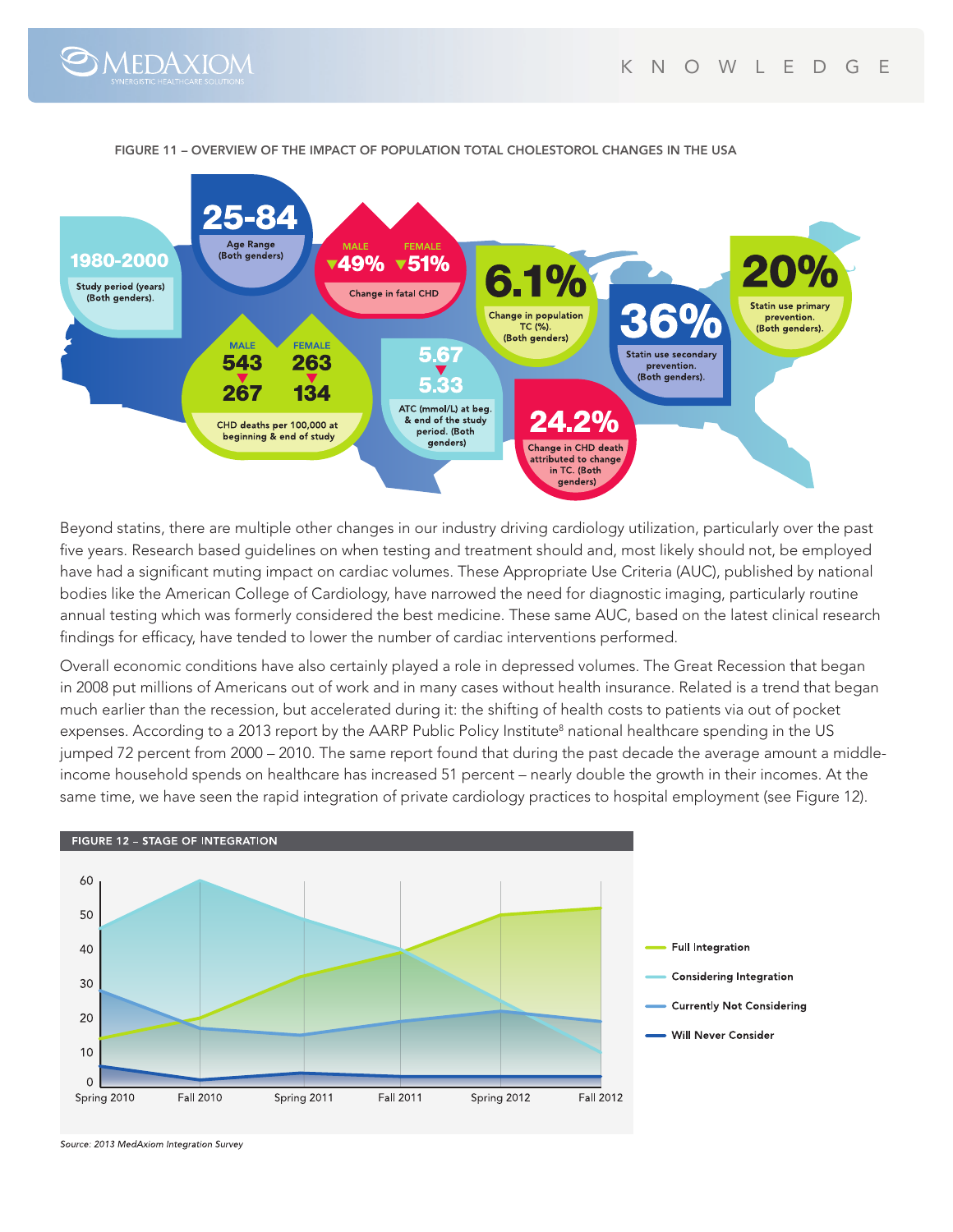FIGURE 11 – OVERVIEW OF THE IMPACT OF POPULATION TOTAL CHOLESTOROL CHANGES IN THE USA

**1980-2000** Study period (years) (Both genders).

**25-84** Age Range (Both genders)

MALE ▼49% FEMALE ▼51% Change in fatal CHD

**6.1%** Change in population TC (%). (Both genders)

**36%** Statin use secondary prevention. (Both genders).

**20%** Statin use primary prevention. (Both genders).

MALE 543 ▼ 267 FEMALE 263 ▼ 134 CHD deaths per 100,000 at beginning & end of study

**5.67 ▼ 5.33** ATC (mmol/L) at beg. & end of the study period. (Both genders)

**24.2%** Change in CHD death attributed to change in TC. (Both genders)

Beyond statins, there are multiple other changes in our industry driving cardiology utilization, particularly over the past five years. Research based guidelines on when testing and treatment should and, most likely should not, be employed have had a significant muting impact on cardiac volumes. These Appropriate Use Criteria (AUC), published by national bodies like the American College of Cardiology, have narrowed the need for diagnostic imaging, particularly routine annual testing which was formerly considered the best medicine. These same AUC, based on the latest clinical research findings for efficacy, have tended to lower the number of cardiac interventions performed.

Overall economic conditions have also certainly played a role in depressed volumes. The Great Recession that began in 2008 put millions of Americans out of work and in many cases without health insurance. Related is a trend that began much earlier than the recession, but accelerated during it: the shifting of health costs to patients via out of pocket expenses. According to a 2013 report by the AARP Public Policy Institute[8] national healthcare spending in the US jumped 72 percent from 2000 – 2010. The same report found that during the past decade the average amount a middle-income household spends on healthcare has increased 51 percent – nearly double the growth in their incomes. At the same time, we have seen the rapid integration of private cardiology practices to hospital employment (see Figure 12).

FIGURE 12 – STAGE OF INTEGRATION

Legend: Full Integration; Considering Integration; Currently Not Considering; Will Never Consider

X-axis: Spring 2010, Fall 2010, Spring 2011, Fall 2011, Spring 2012, Fall 2012. Y-axis: 0–60.

*Source: 2013 MedAxiom Integration Survey*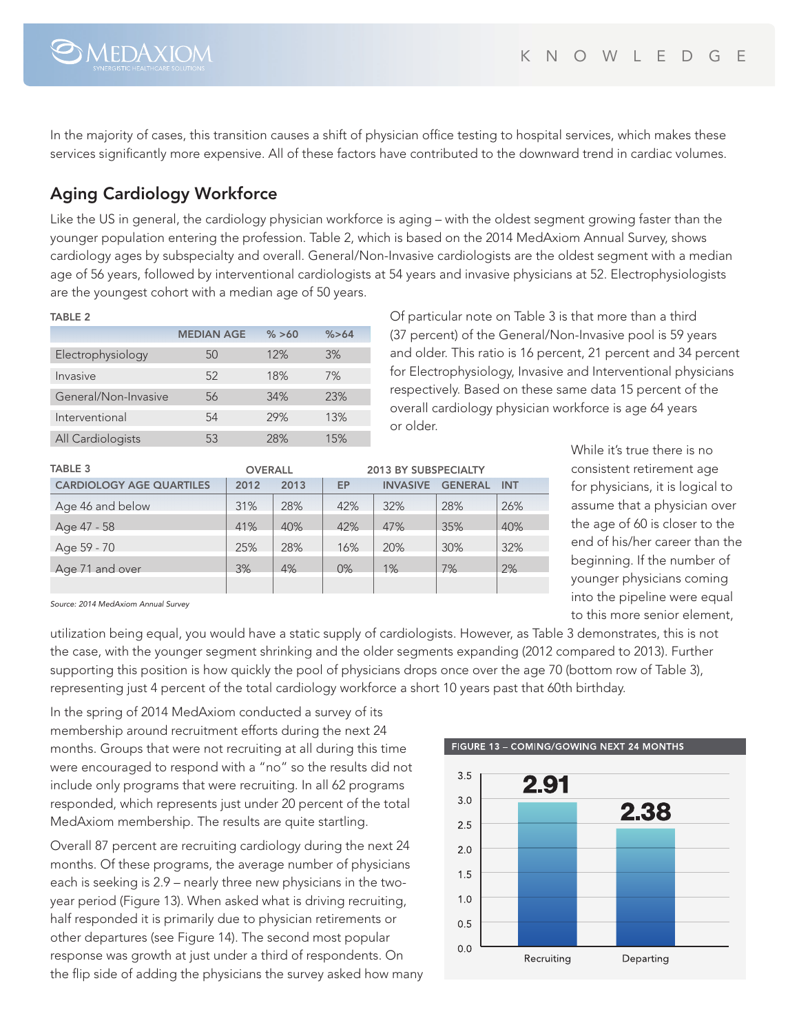In the majority of cases, this transition causes a shift of physician office testing to hospital services, which makes these services significantly more expensive. All of these factors have contributed to the downward trend in cardiac volumes.

## Aging Cardiology Workforce

Like the US in general, the cardiology physician workforce is aging – with the oldest segment growing faster than the younger population entering the profession. Table 2, which is based on the 2014 MedAxiom Annual Survey, shows cardiology ages by subspecialty and overall. General/Non-Invasive cardiologists are the oldest segment with a median age of 56 years, followed by interventional cardiologists at 54 years and invasive physicians at 52. Electrophysiologists are the youngest cohort with a median age of 50 years.

**TABLE 2**

| | MEDIAN AGE | % >60 | %>64 |
|---|---|---|---|
| Electrophysiology | 50 | 12% | 3% |
| Invasive | 52 | 18% | 7% |
| General/Non-Invasive | 56 | 34% | 23% |
| Interventional | 54 | 29% | 13% |
| All Cardiologists | 53 | 28% | 15% |

Of particular note on Table 3 is that more than a third (37 percent) of the General/Non-Invasive pool is 59 years and older. This ratio is 16 percent, 21 percent and 34 percent for Electrophysiology, Invasive and Interventional physicians respectively. Based on these same data 15 percent of the overall cardiology physician workforce is age 64 years or older.

**TABLE 3**

| | OVERALL | | 2013 BY SUBSPECIALTY | | | |
|---|---|---|---|---|---|---|
| CARDIOLOGY AGE QUARTILES | 2012 | 2013 | EP | INVASIVE | GENERAL | INT |
| Age 46 and below | 31% | 28% | 42% | 32% | 28% | 26% |
| Age 47 - 58 | 41% | 40% | 42% | 47% | 35% | 40% |
| Age 59 - 70 | 25% | 28% | 16% | 20% | 30% | 32% |
| Age 71 and over | 3% | 4% | 0% | 1% | 7% | 2% |

*Source: 2014 MedAxiom Annual Survey*

While it's true there is no consistent retirement age for physicians, it is logical to assume that a physician over the age of 60 is closer to the end of his/her career than the beginning. If the number of younger physicians coming into the pipeline were equal to this more senior element, utilization being equal, you would have a static supply of cardiologists. However, as Table 3 demonstrates, this is not the case, with the younger segment shrinking and the older segments expanding (2012 compared to 2013). Further supporting this position is how quickly the pool of physicians drops once over the age 70 (bottom row of Table 3), representing just 4 percent of the total cardiology workforce a short 10 years past that 60th birthday.

In the spring of 2014 MedAxiom conducted a survey of its membership around recruitment efforts during the next 24 months. Groups that were not recruiting at all during this time were encouraged to respond with a "no" so the results did not include only programs that were recruiting. In all 62 programs responded, which represents just under 20 percent of the total MedAxiom membership. The results are quite startling.

Overall 87 percent are recruiting cardiology during the next 24 months. Of these programs, the average number of physicians each is seeking is 2.9 – nearly three new physicians in the two-year period (Figure 13). When asked what is driving recruiting, half responded it is primarily due to physician retirements or other departures (see Figure 14). The second most popular response was growth at just under a third of respondents. On the flip side of adding the physicians the survey asked how many

**FIGURE 13 – COMING/GOWING NEXT 24 MONTHS**

| | Value |
|---|---|
| Recruiting | 2.91 |
| Departing | 2.38 |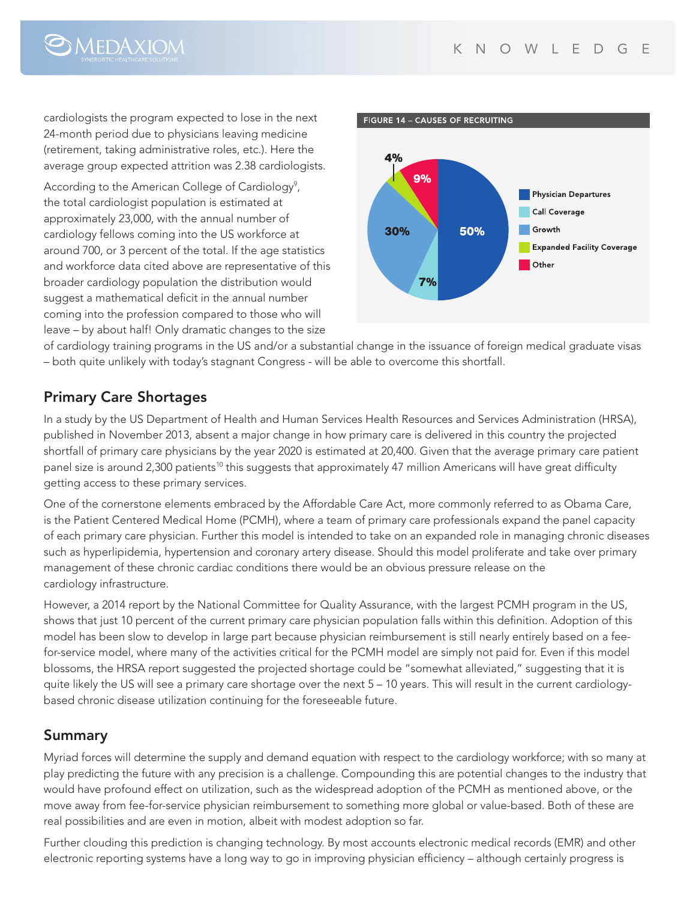cardiologists the program expected to lose in the next 24-month period due to physicians leaving medicine (retirement, taking administrative roles, etc.). Here the average group expected attrition was 2.38 cardiologists.

According to the American College of Cardiology[9], the total cardiologist population is estimated at approximately 23,000, with the annual number of cardiology fellows coming into the US workforce at around 700, or 3 percent of the total. If the age statistics and workforce data cited above are representative of this broader cardiology population the distribution would suggest a mathematical deficit in the annual number coming into the profession compared to those who will leave – by about half! Only dramatic changes to the size of cardiology training programs in the US and/or a substantial change in the issuance of foreign medical graduate visas – both quite unlikely with today's stagnant Congress - will be able to overcome this shortfall.

FIGURE 14 – CAUSES OF RECRUITING

| Cause | Percent |
|---|---|
| Physician Departures | 50% |
| Call Coverage | 7% |
| Growth | 30% |
| Expanded Facility Coverage | 4% |
| Other | 9% |

## Primary Care Shortages

In a study by the US Department of Health and Human Services Health Resources and Services Administration (HRSA), published in November 2013, absent a major change in how primary care is delivered in this country the projected shortfall of primary care physicians by the year 2020 is estimated at 20,400. Given that the average primary care patient panel size is around 2,300 patients[10] this suggests that approximately 47 million Americans will have great difficulty getting access to these primary services.

One of the cornerstone elements embraced by the Affordable Care Act, more commonly referred to as Obama Care, is the Patient Centered Medical Home (PCMH), where a team of primary care professionals expand the panel capacity of each primary care physician. Further this model is intended to take on an expanded role in managing chronic diseases such as hyperlipidemia, hypertension and coronary artery disease. Should this model proliferate and take over primary management of these chronic cardiac conditions there would be an obvious pressure release on the cardiology infrastructure.

However, a 2014 report by the National Committee for Quality Assurance, with the largest PCMH program in the US, shows that just 10 percent of the current primary care physician population falls within this definition. Adoption of this model has been slow to develop in large part because physician reimbursement is still nearly entirely based on a fee-for-service model, where many of the activities critical for the PCMH model are simply not paid for. Even if this model blossoms, the HRSA report suggested the projected shortage could be "somewhat alleviated," suggesting that it is quite likely the US will see a primary care shortage over the next 5 – 10 years. This will result in the current cardiology-based chronic disease utilization continuing for the foreseeable future.

## Summary

Myriad forces will determine the supply and demand equation with respect to the cardiology workforce; with so many at play predicting the future with any precision is a challenge. Compounding this are potential changes to the industry that would have profound effect on utilization, such as the widespread adoption of the PCMH as mentioned above, or the move away from fee-for-service physician reimbursement to something more global or value-based. Both of these are real possibilities and are even in motion, albeit with modest adoption so far.

Further clouding this prediction is changing technology. By most accounts electronic medical records (EMR) and other electronic reporting systems have a long way to go in improving physician efficiency – although certainly progress is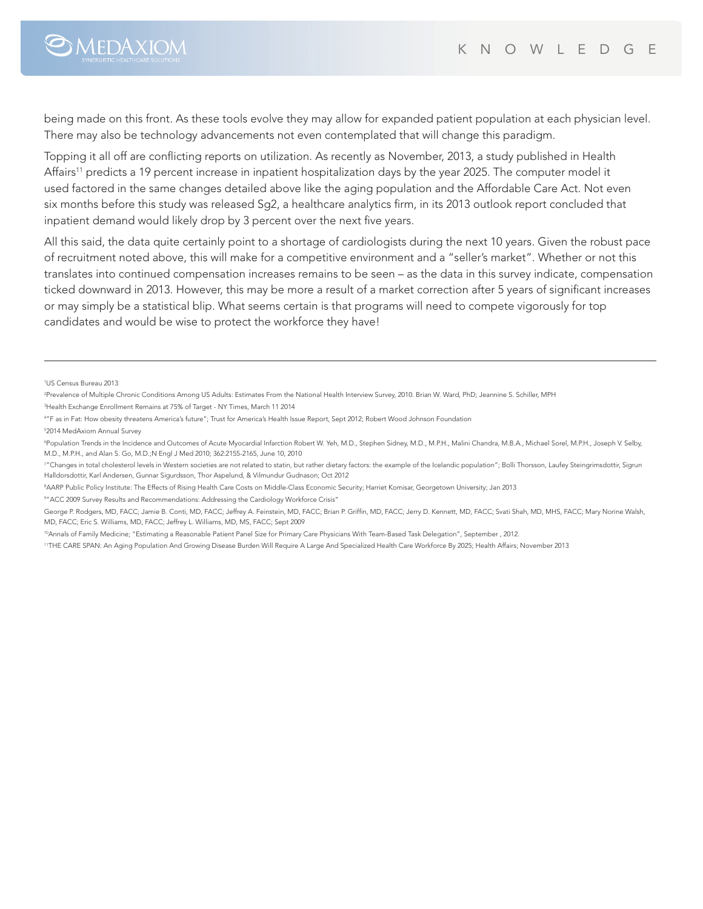being made on this front. As these tools evolve they may allow for expanded patient population at each physician level. There may also be technology advancements not even contemplated that will change this paradigm.

Topping it all off are conflicting reports on utilization. As recently as November, 2013, a study published in Health Affairs[11] predicts a 19 percent increase in inpatient hospitalization days by the year 2025. The computer model it used factored in the same changes detailed above like the aging population and the Affordable Care Act. Not even six months before this study was released Sg2, a healthcare analytics firm, in its 2013 outlook report concluded that inpatient demand would likely drop by 3 percent over the next five years.

All this said, the data quite certainly point to a shortage of cardiologists during the next 10 years. Given the robust pace of recruitment noted above, this will make for a competitive environment and a "seller's market". Whether or not this translates into continued compensation increases remains to be seen – as the data in this survey indicate, compensation ticked downward in 2013. However, this may be more a result of a market correction after 5 years of significant increases or may simply be a statistical blip. What seems certain is that programs will need to compete vigorously for top candidates and would be wise to protect the workforce they have!

---

[1]US Census Bureau 2013

[2]Prevalence of Multiple Chronic Conditions Among US Adults: Estimates From the National Health Interview Survey, 2010. Brian W. Ward, PhD; Jeannine S. Schiller, MPH

[3]Health Exchange Enrollment Remains at 75% of Target - NY Times, March 11 2014

[4]"F as in Fat: How obesity threatens America's future"; Trust for America's Health Issue Report, Sept 2012; Robert Wood Johnson Foundation

[5]2014 MedAxiom Annual Survey

[6]Population Trends in the Incidence and Outcomes of Acute Myocardial Infarction Robert W. Yeh, M.D., Stephen Sidney, M.D., M.P.H., Malini Chandra, M.B.A., Michael Sorel, M.P.H., Joseph V. Selby, M.D., M.P.H., and Alan S. Go, M.D.;N Engl J Med 2010; 362:2155-2165, June 10, 2010

[7]"Changes in total cholesterol levels in Western societies are not related to statin, but rather dietary factors: the example of the Icelandic population"; Bolli Thorsson, Laufey Steingrimsdottir, Sigrun Halldorsdottir, Karl Andersen, Gunnar Sigurdsson, Thor Aspelund, & Vilmundur Gudnason; Oct 2012

[8]AARP Public Policy Institute: The Effects of Rising Health Care Costs on Middle-Class Economic Security; Harriet Komisar, Georgetown University; Jan 2013

[9]"ACC 2009 Survey Results and Recommendations: Addressing the Cardiology Workforce Crisis"

George P. Rodgers, MD, FACC; Jamie B. Conti, MD, FACC; Jeffrey A. Feinstein, MD, FACC; Brian P. Griffin, MD, FACC; Jerry D. Kennett, MD, FACC; Svati Shah, MD, MHS, FACC; Mary Norine Walsh, MD, FACC; Eric S. Williams, MD, FACC; Jeffrey L. Williams, MD, MS, FACC; Sept 2009

[10]Annals of Family Medicine; "Estimating a Reasonable Patient Panel Size for Primary Care Physicians With Team-Based Task Delegation", September , 2012.

[11]THE CARE SPAN: An Aging Population And Growing Disease Burden Will Require A Large And Specialized Health Care Workforce By 2025; Health Affairs; November 2013